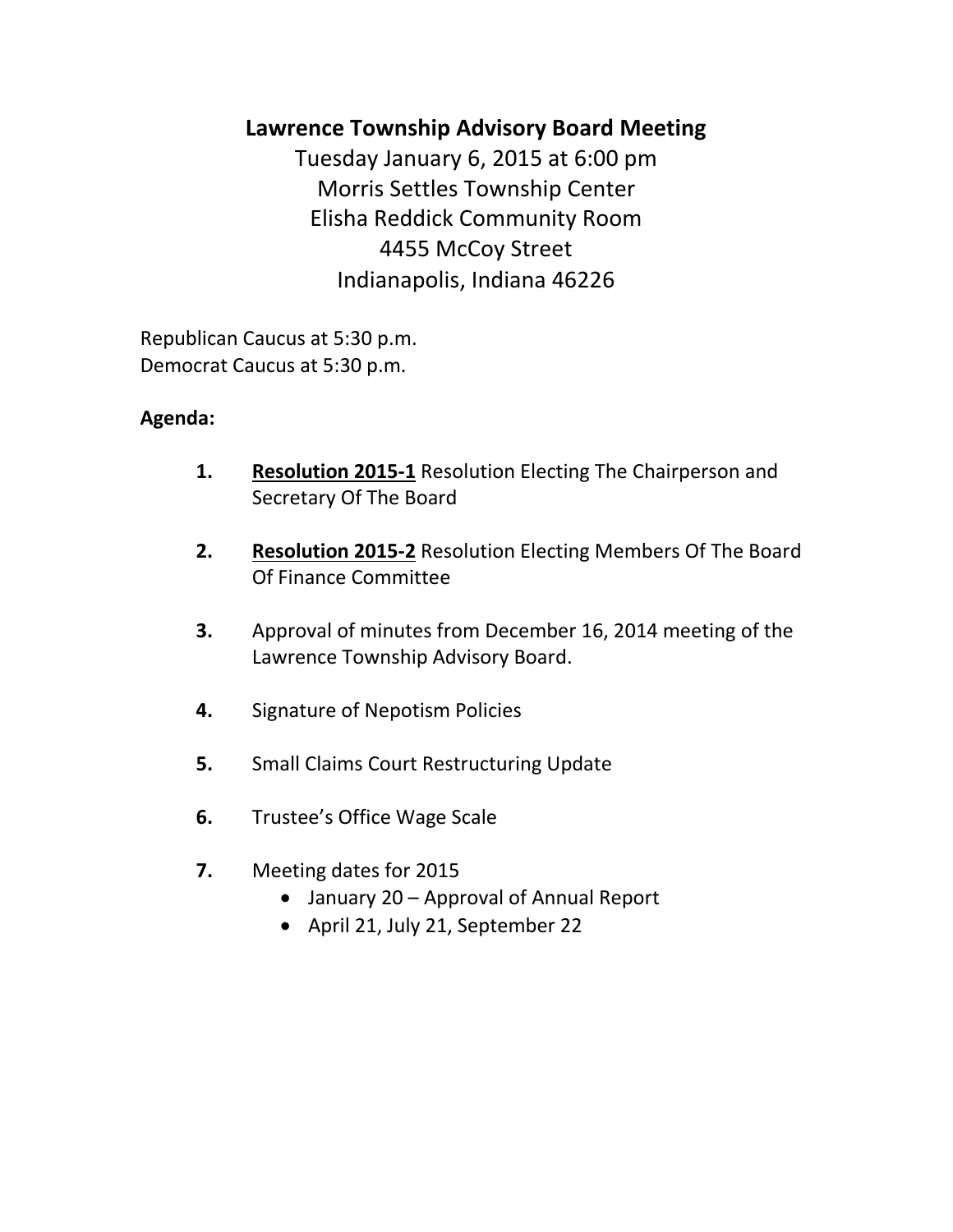# Lawrence Township Advisory Board Meeting

Tuesday January 6, 2015 at 6:00 pm
Morris Settles Township Center
Elisha Reddick Community Room
4455 McCoy Street
Indianapolis, Indiana 46226

Republican Caucus at 5:30 p.m.
Democrat Caucus at 5:30 p.m.

**Agenda:**

1. **Resolution 2015-1** Resolution Electing The Chairperson and Secretary Of The Board

2. **Resolution 2015-2** Resolution Electing Members Of The Board Of Finance Committee

3. Approval of minutes from December 16, 2014 meeting of the Lawrence Township Advisory Board.

4. Signature of Nepotism Policies

5. Small Claims Court Restructuring Update

6. Trustee's Office Wage Scale

7. Meeting dates for 2015
   - January 20 – Approval of Annual Report
   - April 21, July 21, September 22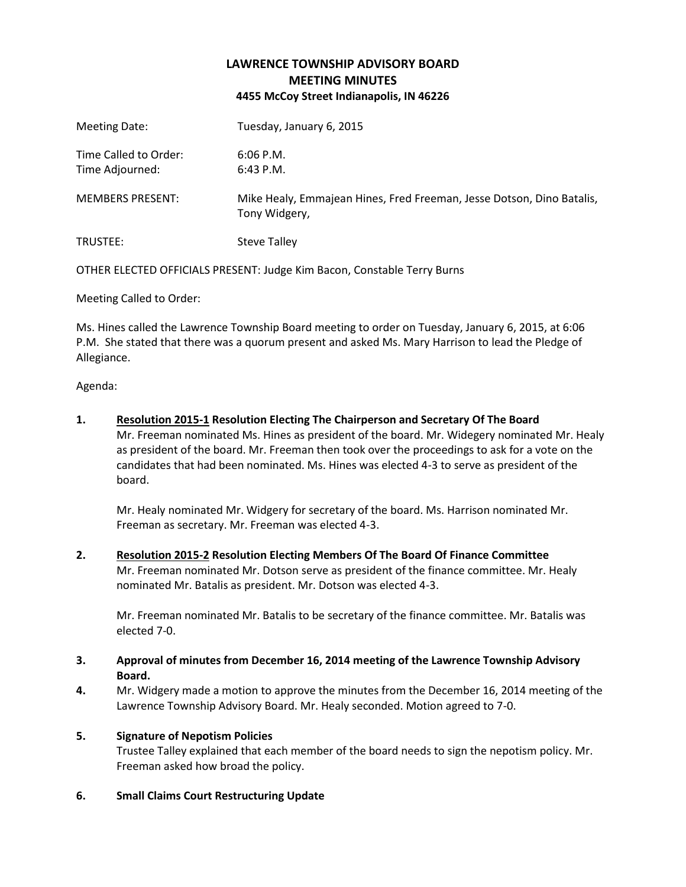# LAWRENCE TOWNSHIP ADVISORY BOARD
## MEETING MINUTES
### 4455 McCoy Street Indianapolis, IN 46226

Meeting Date: Tuesday, January 6, 2015

Time Called to Order: 6:06 P.M.
Time Adjourned: 6:43 P.M.

MEMBERS PRESENT: Mike Healy, Emmajean Hines, Fred Freeman, Jesse Dotson, Dino Batalis, Tony Widgery,

TRUSTEE: Steve Talley

OTHER ELECTED OFFICIALS PRESENT: Judge Kim Bacon, Constable Terry Burns

Meeting Called to Order:

Ms. Hines called the Lawrence Township Board meeting to order on Tuesday, January 6, 2015, at 6:06 P.M. She stated that there was a quorum present and asked Ms. Mary Harrison to lead the Pledge of Allegiance.

Agenda:

**1. <u>Resolution 2015-1</u> Resolution Electing The Chairperson and Secretary Of The Board**
Mr. Freeman nominated Ms. Hines as president of the board. Mr. Widegery nominated Mr. Healy as president of the board. Mr. Freeman then took over the proceedings to ask for a vote on the candidates that had been nominated. Ms. Hines was elected 4-3 to serve as president of the board.

Mr. Healy nominated Mr. Widgery for secretary of the board. Ms. Harrison nominated Mr. Freeman as secretary. Mr. Freeman was elected 4-3.

**2. <u>Resolution 2015-2</u> Resolution Electing Members Of The Board Of Finance Committee**
Mr. Freeman nominated Mr. Dotson serve as president of the finance committee. Mr. Healy nominated Mr. Batalis as president. Mr. Dotson was elected 4-3.

Mr. Freeman nominated Mr. Batalis to be secretary of the finance committee. Mr. Batalis was elected 7-0.

**3. Approval of minutes from December 16, 2014 meeting of the Lawrence Township Advisory Board.**

**4.** Mr. Widgery made a motion to approve the minutes from the December 16, 2014 meeting of the Lawrence Township Advisory Board. Mr. Healy seconded. Motion agreed to 7-0.

**5. Signature of Nepotism Policies**
Trustee Talley explained that each member of the board needs to sign the nepotism policy. Mr. Freeman asked how broad the policy.

**6. Small Claims Court Restructuring Update**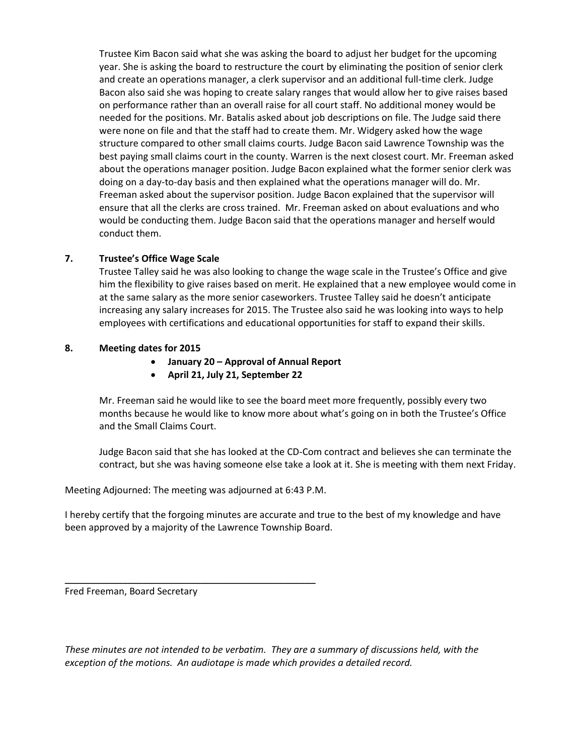Trustee Kim Bacon said what she was asking the board to adjust her budget for the upcoming year. She is asking the board to restructure the court by eliminating the position of senior clerk and create an operations manager, a clerk supervisor and an additional full-time clerk. Judge Bacon also said she was hoping to create salary ranges that would allow her to give raises based on performance rather than an overall raise for all court staff. No additional money would be needed for the positions. Mr. Batalis asked about job descriptions on file. The Judge said there were none on file and that the staff had to create them. Mr. Widgery asked how the wage structure compared to other small claims courts. Judge Bacon said Lawrence Township was the best paying small claims court in the county. Warren is the next closest court. Mr. Freeman asked about the operations manager position. Judge Bacon explained what the former senior clerk was doing on a day-to-day basis and then explained what the operations manager will do. Mr. Freeman asked about the supervisor position. Judge Bacon explained that the supervisor will ensure that all the clerks are cross trained. Mr. Freeman asked on about evaluations and who would be conducting them. Judge Bacon said that the operations manager and herself would conduct them.

**7. Trustee's Office Wage Scale**

Trustee Talley said he was also looking to change the wage scale in the Trustee's Office and give him the flexibility to give raises based on merit. He explained that a new employee would come in at the same salary as the more senior caseworkers. Trustee Talley said he doesn't anticipate increasing any salary increases for 2015. The Trustee also said he was looking into ways to help employees with certifications and educational opportunities for staff to expand their skills.

**8. Meeting dates for 2015**

- **January 20 – Approval of Annual Report**
- **April 21, July 21, September 22**

Mr. Freeman said he would like to see the board meet more frequently, possibly every two months because he would like to know more about what's going on in both the Trustee's Office and the Small Claims Court.

Judge Bacon said that she has looked at the CD-Com contract and believes she can terminate the contract, but she was having someone else take a look at it. She is meeting with them next Friday.

Meeting Adjourned: The meeting was adjourned at 6:43 P.M.

I hereby certify that the forgoing minutes are accurate and true to the best of my knowledge and have been approved by a majority of the Lawrence Township Board.

\_\_\_\_\_\_\_\_\_\_\_\_\_\_\_\_\_\_\_\_\_\_\_\_\_\_\_\_\_\_\_\_\_\_\_\_\_\_\_\_\_\_\_\_\_\_\_\_

Fred Freeman, Board Secretary

*These minutes are not intended to be verbatim. They are a summary of discussions held, with the exception of the motions. An audiotape is made which provides a detailed record.*